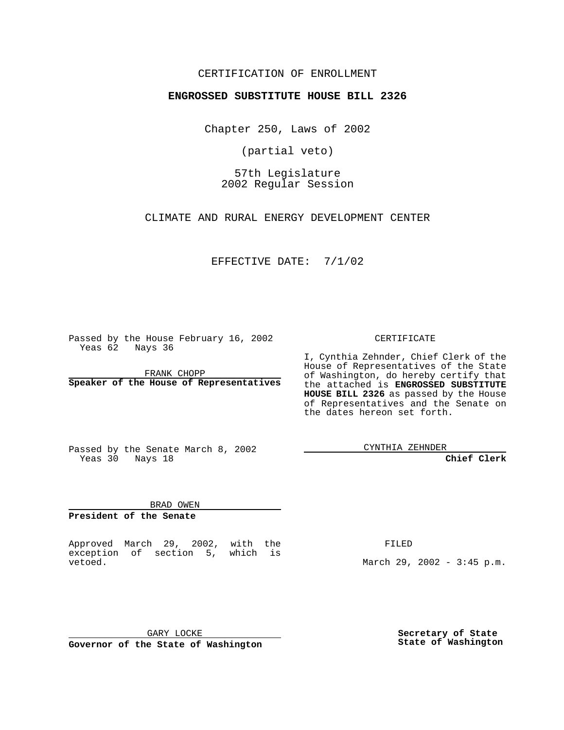CERTIFICATION OF ENROLLMENT

**ENGROSSED SUBSTITUTE HOUSE BILL 2326**

Chapter 250, Laws of 2002

(partial veto)

57th Legislature
2002 Regular Session

CLIMATE AND RURAL ENERGY DEVELOPMENT CENTER

EFFECTIVE DATE: 7/1/02

Passed by the House February 16, 2002
Yeas 62 Nays 36

FRANK CHOPP

**Speaker of the House of Representatives**

Passed by the Senate March 8, 2002
Yeas 30 Nays 18

BRAD OWEN

**President of the Senate**

CERTIFICATE

I, Cynthia Zehnder, Chief Clerk of the House of Representatives of the State of Washington, do hereby certify that the attached is **ENGROSSED SUBSTITUTE HOUSE BILL 2326** as passed by the House of Representatives and the Senate on the dates hereon set forth.

CYNTHIA ZEHNDER

**Chief Clerk**

Approved March 29, 2002, with the exception of section 5, which is vetoed.

GARY LOCKE

**Governor of the State of Washington**

FILED

March 29, 2002 - 3:45 p.m.

**Secretary of State**
**State of Washington**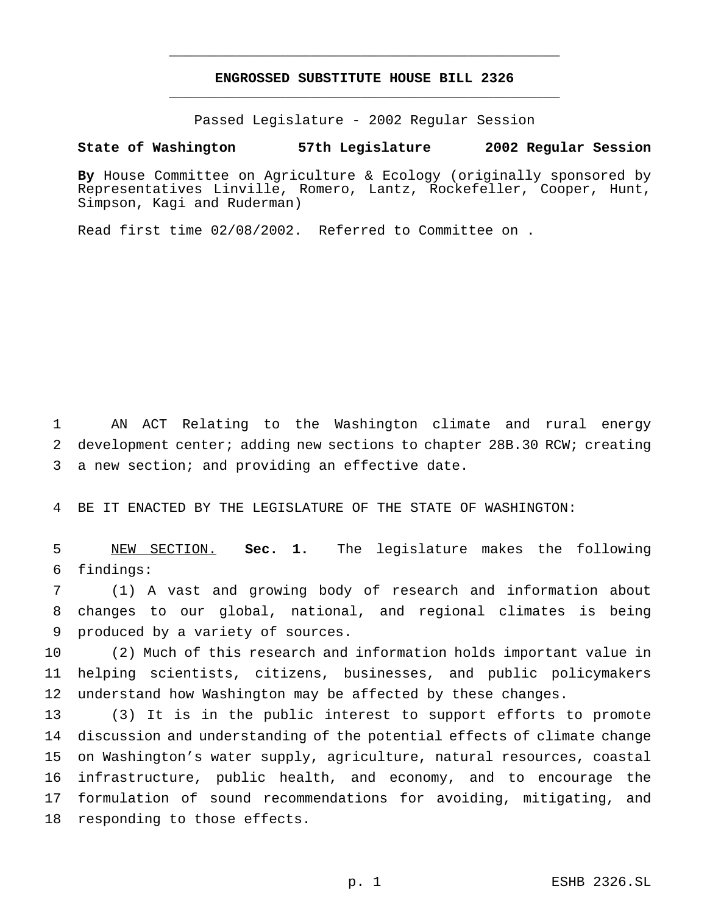# ENGROSSED SUBSTITUTE HOUSE BILL 2326

Passed Legislature - 2002 Regular Session

**State of Washington 57th Legislature 2002 Regular Session**

**By** House Committee on Agriculture & Ecology (originally sponsored by Representatives Linville, Romero, Lantz, Rockefeller, Cooper, Hunt, Simpson, Kagi and Ruderman)

Read first time 02/08/2002. Referred to Committee on .

AN ACT Relating to the Washington climate and rural energy development center; adding new sections to chapter 28B.30 RCW; creating a new section; and providing an effective date.

BE IT ENACTED BY THE LEGISLATURE OF THE STATE OF WASHINGTON:

NEW SECTION. **Sec. 1.** The legislature makes the following findings:

(1) A vast and growing body of research and information about changes to our global, national, and regional climates is being produced by a variety of sources.

(2) Much of this research and information holds important value in helping scientists, citizens, businesses, and public policymakers understand how Washington may be affected by these changes.

(3) It is in the public interest to support efforts to promote discussion and understanding of the potential effects of climate change on Washington's water supply, agriculture, natural resources, coastal infrastructure, public health, and economy, and to encourage the formulation of sound recommendations for avoiding, mitigating, and responding to those effects.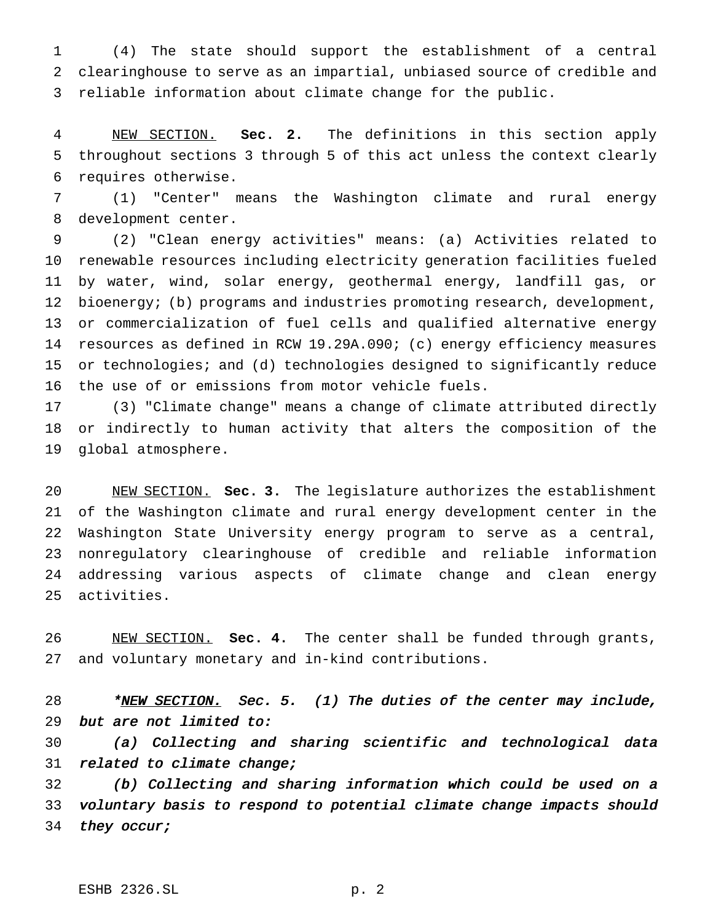(4) The state should support the establishment of a central clearinghouse to serve as an impartial, unbiased source of credible and reliable information about climate change for the public.

NEW SECTION. **Sec. 2.** The definitions in this section apply throughout sections 3 through 5 of this act unless the context clearly requires otherwise.

(1) "Center" means the Washington climate and rural energy development center.

(2) "Clean energy activities" means: (a) Activities related to renewable resources including electricity generation facilities fueled by water, wind, solar energy, geothermal energy, landfill gas, or bioenergy; (b) programs and industries promoting research, development, or commercialization of fuel cells and qualified alternative energy resources as defined in RCW 19.29A.090; (c) energy efficiency measures or technologies; and (d) technologies designed to significantly reduce the use of or emissions from motor vehicle fuels.

(3) "Climate change" means a change of climate attributed directly or indirectly to human activity that alters the composition of the global atmosphere.

NEW SECTION. **Sec. 3.** The legislature authorizes the establishment of the Washington climate and rural energy development center in the Washington State University energy program to serve as a central, nonregulatory clearinghouse of credible and reliable information addressing various aspects of climate change and clean energy activities.

NEW SECTION. **Sec. 4.** The center shall be funded through grants, and voluntary monetary and in-kind contributions.

*\*NEW SECTION. Sec. 5. (1) The duties of the center may include, but are not limited to:*

*(a) Collecting and sharing scientific and technological data related to climate change;*

*(b) Collecting and sharing information which could be used on a voluntary basis to respond to potential climate change impacts should they occur;*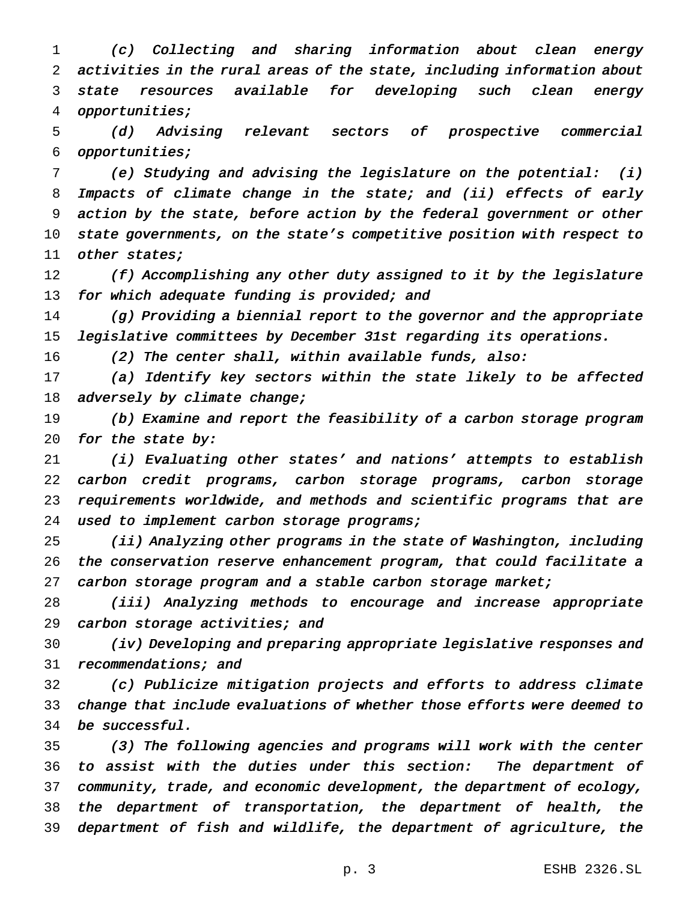*(c) Collecting and sharing information about clean energy activities in the rural areas of the state, including information about state resources available for developing such clean energy opportunities;*

*(d) Advising relevant sectors of prospective commercial opportunities;*

*(e) Studying and advising the legislature on the potential: (i) Impacts of climate change in the state; and (ii) effects of early action by the state, before action by the federal government or other state governments, on the state's competitive position with respect to other states;*

*(f) Accomplishing any other duty assigned to it by the legislature for which adequate funding is provided; and*

*(g) Providing a biennial report to the governor and the appropriate legislative committees by December 31st regarding its operations.*

*(2) The center shall, within available funds, also:*

*(a) Identify key sectors within the state likely to be affected adversely by climate change;*

*(b) Examine and report the feasibility of a carbon storage program for the state by:*

*(i) Evaluating other states' and nations' attempts to establish carbon credit programs, carbon storage programs, carbon storage requirements worldwide, and methods and scientific programs that are used to implement carbon storage programs;*

*(ii) Analyzing other programs in the state of Washington, including the conservation reserve enhancement program, that could facilitate a carbon storage program and a stable carbon storage market;*

*(iii) Analyzing methods to encourage and increase appropriate carbon storage activities; and*

*(iv) Developing and preparing appropriate legislative responses and recommendations; and*

*(c) Publicize mitigation projects and efforts to address climate change that include evaluations of whether those efforts were deemed to be successful.*

*(3) The following agencies and programs will work with the center to assist with the duties under this section: The department of community, trade, and economic development, the department of ecology, the department of transportation, the department of health, the department of fish and wildlife, the department of agriculture, the*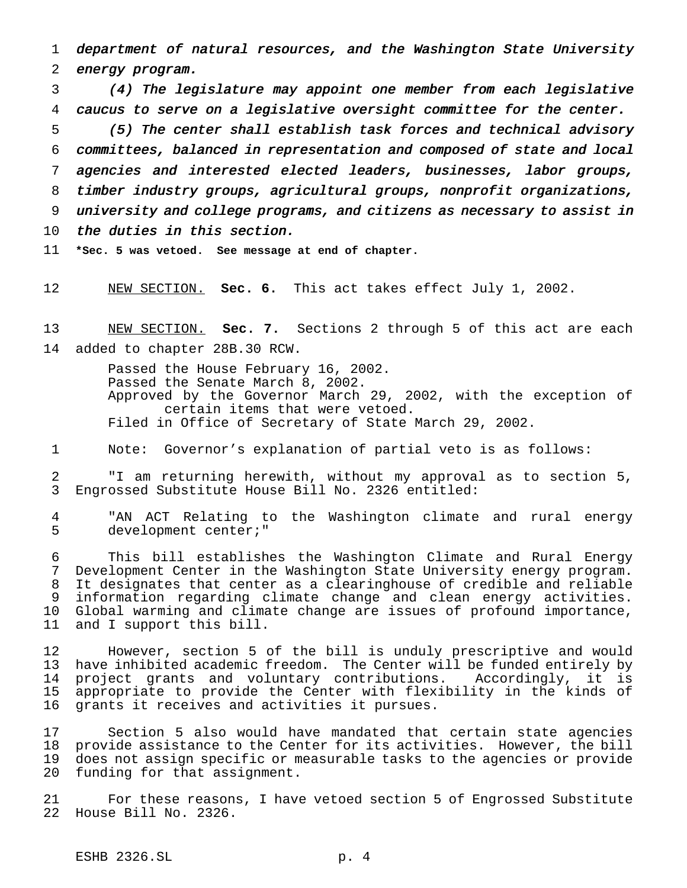*department of natural resources, and the Washington State University energy program.*

*(4) The legislature may appoint one member from each legislative caucus to serve on a legislative oversight committee for the center.*

*(5) The center shall establish task forces and technical advisory committees, balanced in representation and composed of state and local agencies and interested elected leaders, businesses, labor groups, timber industry groups, agricultural groups, nonprofit organizations, university and college programs, and citizens as necessary to assist in the duties in this section.*

**\*Sec. 5 was vetoed. See message at end of chapter.**

NEW SECTION. **Sec. 6.** This act takes effect July 1, 2002.

NEW SECTION. **Sec. 7.** Sections 2 through 5 of this act are each added to chapter 28B.30 RCW.

Passed the House February 16, 2002.
Passed the Senate March 8, 2002.
Approved by the Governor March 29, 2002, with the exception of certain items that were vetoed.
Filed in Office of Secretary of State March 29, 2002.

Note: Governor's explanation of partial veto is as follows:

"I am returning herewith, without my approval as to section 5, Engrossed Substitute House Bill No. 2326 entitled:

"AN ACT Relating to the Washington climate and rural energy development center;"

This bill establishes the Washington Climate and Rural Energy Development Center in the Washington State University energy program. It designates that center as a clearinghouse of credible and reliable information regarding climate change and clean energy activities. Global warming and climate change are issues of profound importance, and I support this bill.

However, section 5 of the bill is unduly prescriptive and would have inhibited academic freedom. The Center will be funded entirely by project grants and voluntary contributions. Accordingly, it is appropriate to provide the Center with flexibility in the kinds of grants it receives and activities it pursues.

Section 5 also would have mandated that certain state agencies provide assistance to the Center for its activities. However, the bill does not assign specific or measurable tasks to the agencies or provide funding for that assignment.

For these reasons, I have vetoed section 5 of Engrossed Substitute House Bill No. 2326.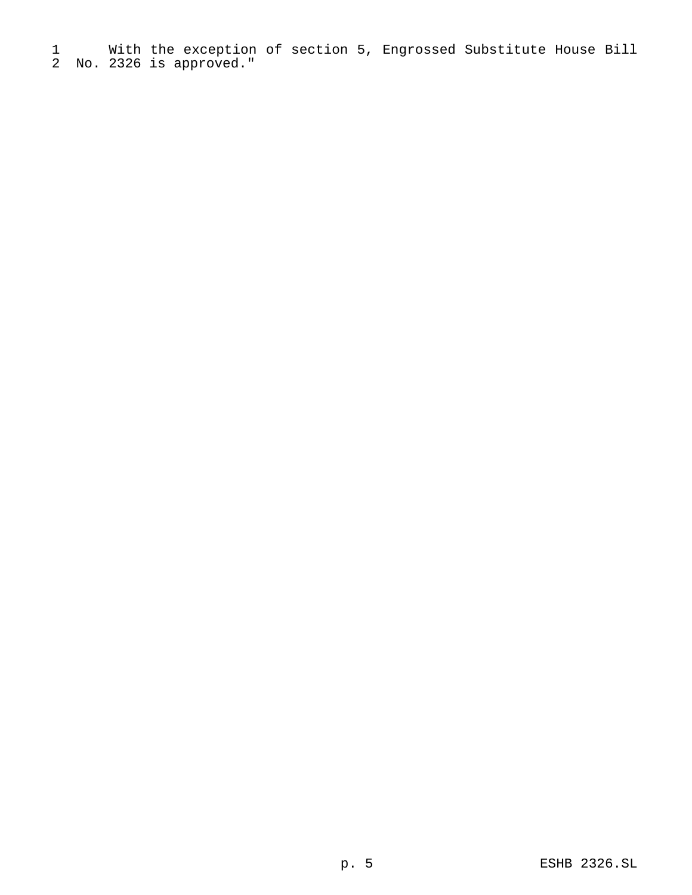With the exception of section 5, Engrossed Substitute House Bill No. 2326 is approved."